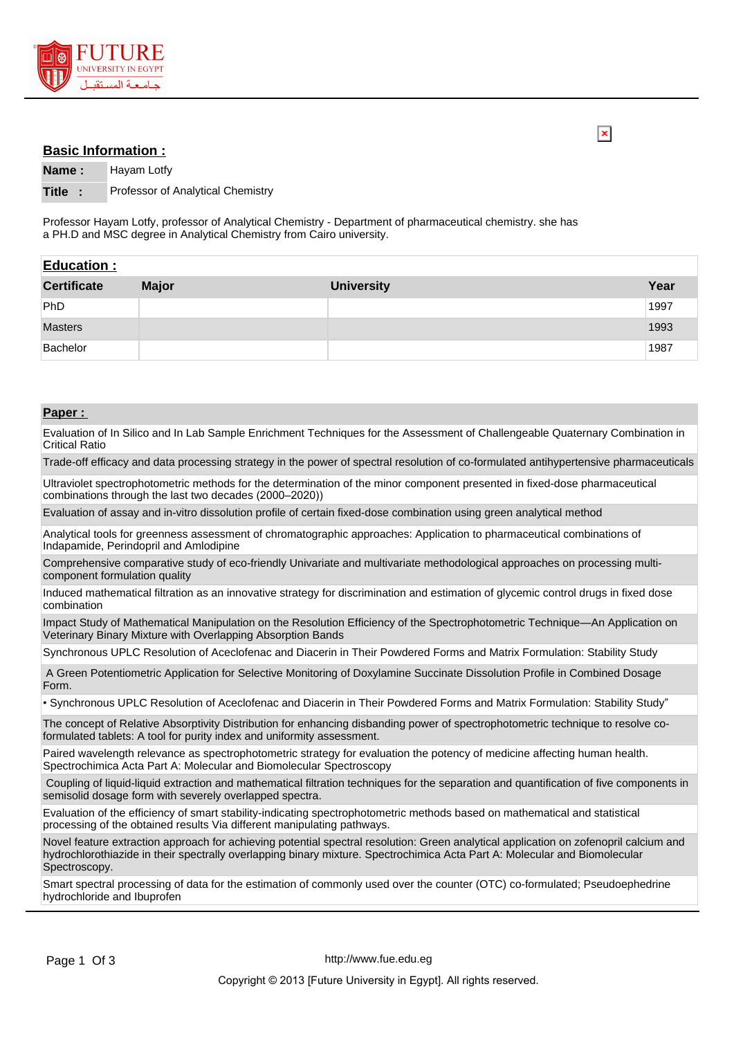## Basic Information :

| | |
|---|---|
| **Name :** | Hayam Lotfy |
| **Title :** | Professor of Analytical Chemistry |

Professor Hayam Lotfy, professor of Analytical Chemistry - Department of pharmaceutical chemistry. she has a PH.D and MSC degree in Analytical Chemistry from Cairo university.

## Education :

| Certificate | Major | University | Year |
|---|---|---|---|
| PhD | | | 1997 |
| Masters | | | 1993 |
| Bachelor | | | 1987 |

## Paper :

- Evaluation of In Silico and In Lab Sample Enrichment Techniques for the Assessment of Challengeable Quaternary Combination in Critical Ratio
- Trade-off efficacy and data processing strategy in the power of spectral resolution of co-formulated antihypertensive pharmaceuticals
- Ultraviolet spectrophotometric methods for the determination of the minor component presented in fixed-dose pharmaceutical combinations through the last two decades (2000–2020))
- Evaluation of assay and in-vitro dissolution profile of certain fixed-dose combination using green analytical method
- Analytical tools for greenness assessment of chromatographic approaches: Application to pharmaceutical combinations of Indapamide, Perindopril and Amlodipine
- Comprehensive comparative study of eco-friendly Univariate and multivariate methodological approaches on processing multi-component formulation quality
- Induced mathematical filtration as an innovative strategy for discrimination and estimation of glycemic control drugs in fixed dose combination
- Impact Study of Mathematical Manipulation on the Resolution Efficiency of the Spectrophotometric Technique—An Application on Veterinary Binary Mixture with Overlapping Absorption Bands
- Synchronous UPLC Resolution of Aceclofenac and Diacerin in Their Powdered Forms and Matrix Formulation: Stability Study
- A Green Potentiometric Application for Selective Monitoring of Doxylamine Succinate Dissolution Profile in Combined Dosage Form.
- • Synchronous UPLC Resolution of Aceclofenac and Diacerin in Their Powdered Forms and Matrix Formulation: Stability Study”
- The concept of Relative Absorptivity Distribution for enhancing disbanding power of spectrophotometric technique to resolve co-formulated tablets: A tool for purity index and uniformity assessment.
- Paired wavelength relevance as spectrophotometric strategy for evaluation the potency of medicine affecting human health. Spectrochimica Acta Part A: Molecular and Biomolecular Spectroscopy
- Coupling of liquid-liquid extraction and mathematical filtration techniques for the separation and quantification of five components in semisolid dosage form with severely overlapped spectra.
- Evaluation of the efficiency of smart stability-indicating spectrophotometric methods based on mathematical and statistical processing of the obtained results Via different manipulating pathways.
- Novel feature extraction approach for achieving potential spectral resolution: Green analytical application on zofenopril calcium and hydrochlorothiazide in their spectrally overlapping binary mixture. Spectrochimica Acta Part A: Molecular and Biomolecular Spectroscopy.
- Smart spectral processing of data for the estimation of commonly used over the counter (OTC) co-formulated; Pseudoephedrine hydrochloride and Ibuprofen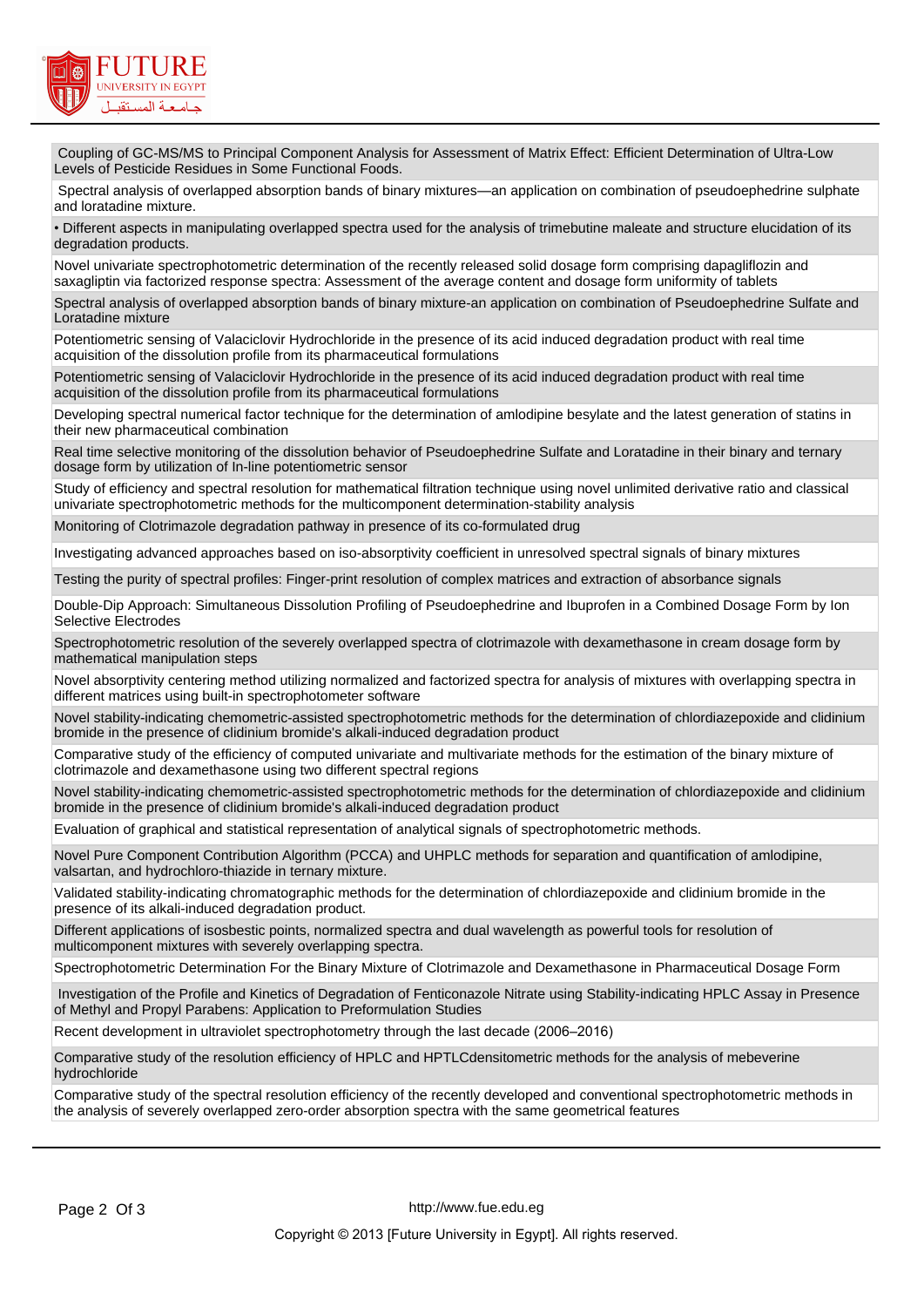| |
|---|
| Coupling of GC-MS/MS to Principal Component Analysis for Assessment of Matrix Effect: Efficient Determination of Ultra-Low Levels of Pesticide Residues in Some Functional Foods. |
| Spectral analysis of overlapped absorption bands of binary mixtures—an application on combination of pseudoephedrine sulphate and loratadine mixture. |
| • Different aspects in manipulating overlapped spectra used for the analysis of trimebutine maleate and structure elucidation of its degradation products. |
| Novel univariate spectrophotometric determination of the recently released solid dosage form comprising dapagliflozin and saxagliptin via factorized response spectra: Assessment of the average content and dosage form uniformity of tablets |
| Spectral analysis of overlapped absorption bands of binary mixture-an application on combination of Pseudoephedrine Sulfate and Loratadine mixture |
| Potentiometric sensing of Valaciclovir Hydrochloride in the presence of its acid induced degradation product with real time acquisition of the dissolution profile from its pharmaceutical formulations |
| Potentiometric sensing of Valaciclovir Hydrochloride in the presence of its acid induced degradation product with real time acquisition of the dissolution profile from its pharmaceutical formulations |
| Developing spectral numerical factor technique for the determination of amlodipine besylate and the latest generation of statins in their new pharmaceutical combination |
| Real time selective monitoring of the dissolution behavior of Pseudoephedrine Sulfate and Loratadine in their binary and ternary dosage form by utilization of In-line potentiometric sensor |
| Study of efficiency and spectral resolution for mathematical filtration technique using novel unlimited derivative ratio and classical univariate spectrophotometric methods for the multicomponent determination-stability analysis |
| Monitoring of Clotrimazole degradation pathway in presence of its co-formulated drug |
| Investigating advanced approaches based on iso-absorptivity coefficient in unresolved spectral signals of binary mixtures |
| Testing the purity of spectral profiles: Finger-print resolution of complex matrices and extraction of absorbance signals |
| Double-Dip Approach: Simultaneous Dissolution Profiling of Pseudoephedrine and Ibuprofen in a Combined Dosage Form by Ion Selective Electrodes |
| Spectrophotometric resolution of the severely overlapped spectra of clotrimazole with dexamethasone in cream dosage form by mathematical manipulation steps |
| Novel absorptivity centering method utilizing normalized and factorized spectra for analysis of mixtures with overlapping spectra in different matrices using built-in spectrophotometer software |
| Novel stability-indicating chemometric-assisted spectrophotometric methods for the determination of chlordiazepoxide and clidinium bromide in the presence of clidinium bromide's alkali-induced degradation product |
| Comparative study of the efficiency of computed univariate and multivariate methods for the estimation of the binary mixture of clotrimazole and dexamethasone using two different spectral regions |
| Novel stability-indicating chemometric-assisted spectrophotometric methods for the determination of chlordiazepoxide and clidinium bromide in the presence of clidinium bromide's alkali-induced degradation product |
| Evaluation of graphical and statistical representation of analytical signals of spectrophotometric methods. |
| Novel Pure Component Contribution Algorithm (PCCA) and UHPLC methods for separation and quantification of amlodipine, valsartan, and hydrochloro-thiazide in ternary mixture. |
| Validated stability-indicating chromatographic methods for the determination of chlordiazepoxide and clidinium bromide in the presence of its alkali-induced degradation product. |
| Different applications of isosbestic points, normalized spectra and dual wavelength as powerful tools for resolution of multicomponent mixtures with severely overlapping spectra. |
| Spectrophotometric Determination For the Binary Mixture of Clotrimazole and Dexamethasone in Pharmaceutical Dosage Form |
| Investigation of the Profile and Kinetics of Degradation of Fenticonazole Nitrate using Stability-indicating HPLC Assay in Presence of Methyl and Propyl Parabens: Application to Preformulation Studies |
| Recent development in ultraviolet spectrophotometry through the last decade (2006–2016) |
| Comparative study of the resolution efficiency of HPLC and HPTLCdensitometric methods for the analysis of mebeverine hydrochloride |
| Comparative study of the spectral resolution efficiency of the recently developed and conventional spectrophotometric methods in the analysis of severely overlapped zero-order absorption spectra with the same geometrical features |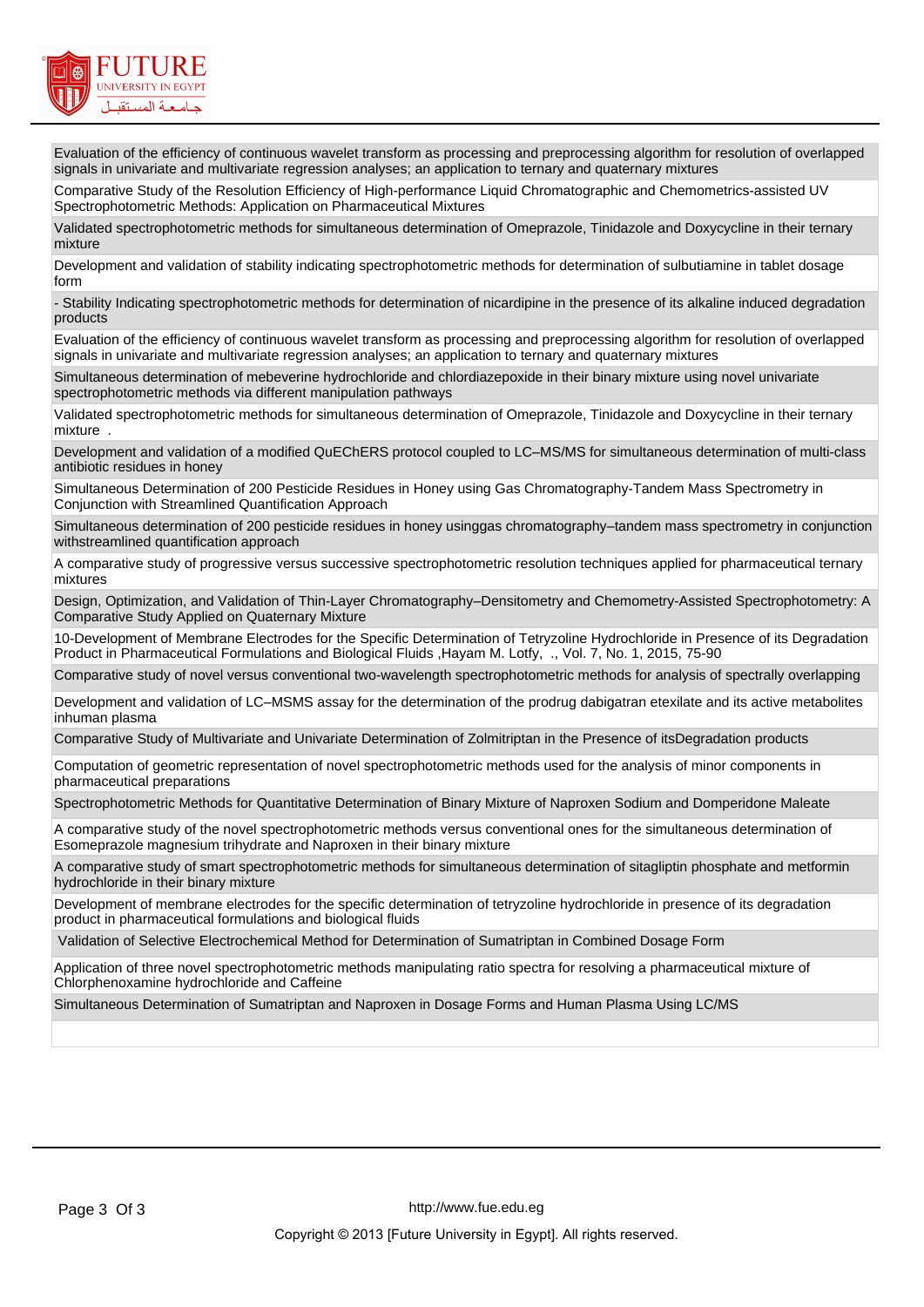| |
|---|
| Evaluation of the efficiency of continuous wavelet transform as processing and preprocessing algorithm for resolution of overlapped signals in univariate and multivariate regression analyses; an application to ternary and quaternary mixtures |
| Comparative Study of the Resolution Efficiency of High-performance Liquid Chromatographic and Chemometrics-assisted UV Spectrophotometric Methods: Application on Pharmaceutical Mixtures |
| Validated spectrophotometric methods for simultaneous determination of Omeprazole, Tinidazole and Doxycycline in their ternary mixture |
| Development and validation of stability indicating spectrophotometric methods for determination of sulbutiamine in tablet dosage form |
| - Stability Indicating spectrophotometric methods for determination of nicardipine in the presence of its alkaline induced degradation products |
| Evaluation of the efficiency of continuous wavelet transform as processing and preprocessing algorithm for resolution of overlapped signals in univariate and multivariate regression analyses; an application to ternary and quaternary mixtures |
| Simultaneous determination of mebeverine hydrochloride and chlordiazepoxide in their binary mixture using novel univariate spectrophotometric methods via different manipulation pathways |
| Validated spectrophotometric methods for simultaneous determination of Omeprazole, Tinidazole and Doxycycline in their ternary mixture . |
| Development and validation of a modified QuEChERS protocol coupled to LC–MS/MS for simultaneous determination of multi-class antibiotic residues in honey |
| Simultaneous Determination of 200 Pesticide Residues in Honey using Gas Chromatography-Tandem Mass Spectrometry in Conjunction with Streamlined Quantification Approach |
| Simultaneous determination of 200 pesticide residues in honey usinggas chromatography–tandem mass spectrometry in conjunction withstreamlined quantification approach |
| A comparative study of progressive versus successive spectrophotometric resolution techniques applied for pharmaceutical ternary mixtures |
| Design, Optimization, and Validation of Thin-Layer Chromatography–Densitometry and Chemometry-Assisted Spectrophotometry: A Comparative Study Applied on Quaternary Mixture |
| 10-Development of Membrane Electrodes for the Specific Determination of Tetryzoline Hydrochloride in Presence of its Degradation Product in Pharmaceutical Formulations and Biological Fluids ,Hayam M. Lotfy, ., Vol. 7, No. 1, 2015, 75-90 |
| Comparative study of novel versus conventional two-wavelength spectrophotometric methods for analysis of spectrally overlapping |
| Development and validation of LC–MSMS assay for the determination of the prodrug dabigatran etexilate and its active metabolites inhuman plasma |
| Comparative Study of Multivariate and Univariate Determination of Zolmitriptan in the Presence of itsDegradation products |
| Computation of geometric representation of novel spectrophotometric methods used for the analysis of minor components in pharmaceutical preparations |
| Spectrophotometric Methods for Quantitative Determination of Binary Mixture of Naproxen Sodium and Domperidone Maleate |
| A comparative study of the novel spectrophotometric methods versus conventional ones for the simultaneous determination of Esomeprazole magnesium trihydrate and Naproxen in their binary mixture |
| A comparative study of smart spectrophotometric methods for simultaneous determination of sitagliptin phosphate and metformin hydrochloride in their binary mixture |
| Development of membrane electrodes for the specific determination of tetryzoline hydrochloride in presence of its degradation product in pharmaceutical formulations and biological fluids |
| Validation of Selective Electrochemical Method for Determination of Sumatriptan in Combined Dosage Form |
| Application of three novel spectrophotometric methods manipulating ratio spectra for resolving a pharmaceutical mixture of Chlorphenoxamine hydrochloride and Caffeine |
| Simultaneous Determination of Sumatriptan and Naproxen in Dosage Forms and Human Plasma Using LC/MS |
| |